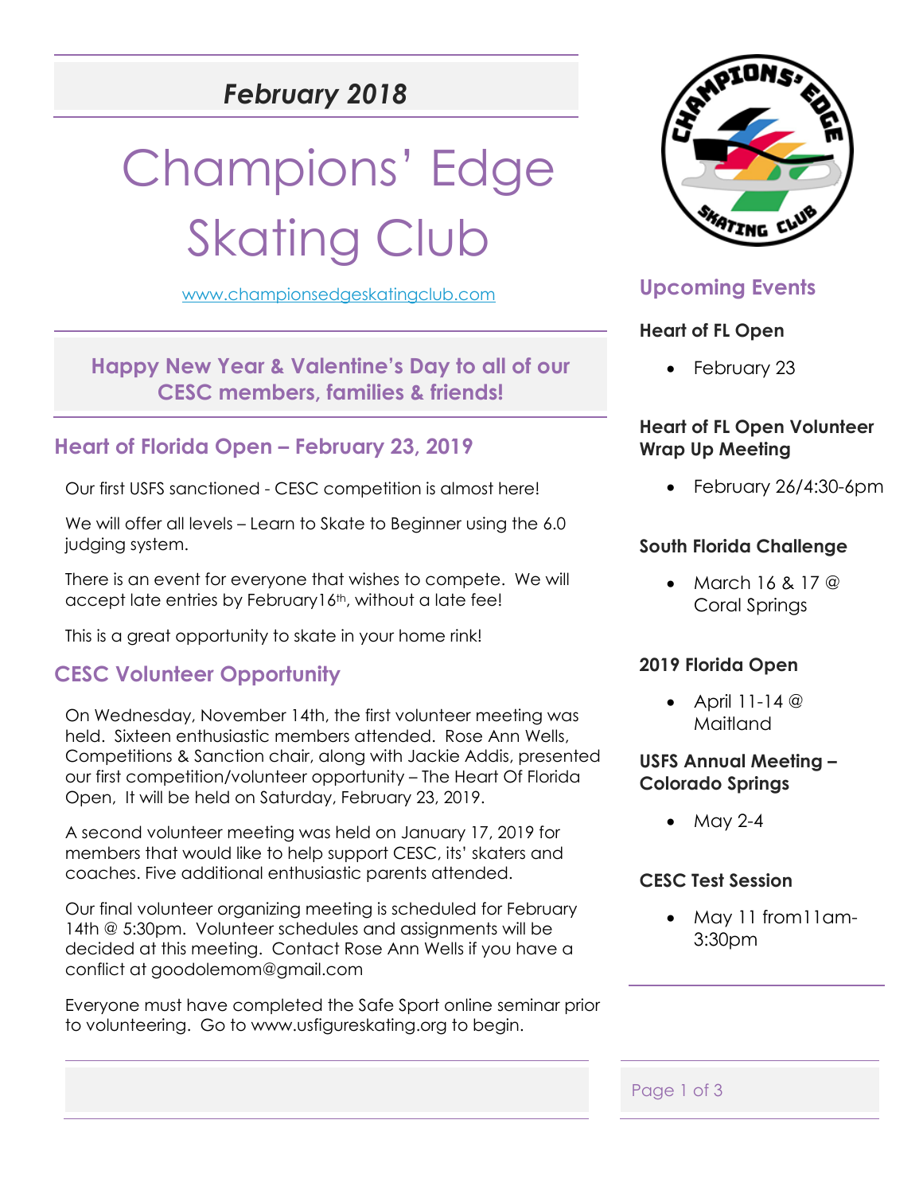*February 2018*

# Champions' Edge Skating Club

www.championsedgeskatingclub.com

**Happy New Year & Valentine's Day to all of our CESC members, families & friends!**

## Heart of Florida Open – February 23, 2019

Our first USFS sanctioned - CESC competition is almost here!

We will offer all levels – Learn to Skate to Beginner using the 6.0 judging system.

There is an event for everyone that wishes to compete. We will accept late entries by February16th, without a late fee!

This is a great opportunity to skate in your home rink!

## CESC Volunteer Opportunity

On Wednesday, November 14th, the first volunteer meeting was held. Sixteen enthusiastic members attended. Rose Ann Wells, Competitions & Sanction chair, along with Jackie Addis, presented our first competition/volunteer opportunity – The Heart Of Florida Open, It will be held on Saturday, February 23, 2019.

A second volunteer meeting was held on January 17, 2019 for members that would like to help support CESC, its' skaters and coaches. Five additional enthusiastic parents attended.

Our final volunteer organizing meeting is scheduled for February 14th @ 5:30pm. Volunteer schedules and assignments will be decided at this meeting. Contact Rose Ann Wells if you have a conflict at goodolemom@gmail.com

Everyone must have completed the Safe Sport online seminar prior to volunteering. Go to www.usfigureskating.org to begin.

## Upcoming Events

**Heart of FL Open**

- February 23

**Heart of FL Open Volunteer Wrap Up Meeting**

- February 26/4:30-6pm

**South Florida Challenge**

- March 16 & 17 @ Coral Springs

**2019 Florida Open**

- April 11-14 @ Maitland

**USFS Annual Meeting – Colorado Springs**

- May 2-4

**CESC Test Session**

- May 11 from11am-3:30pm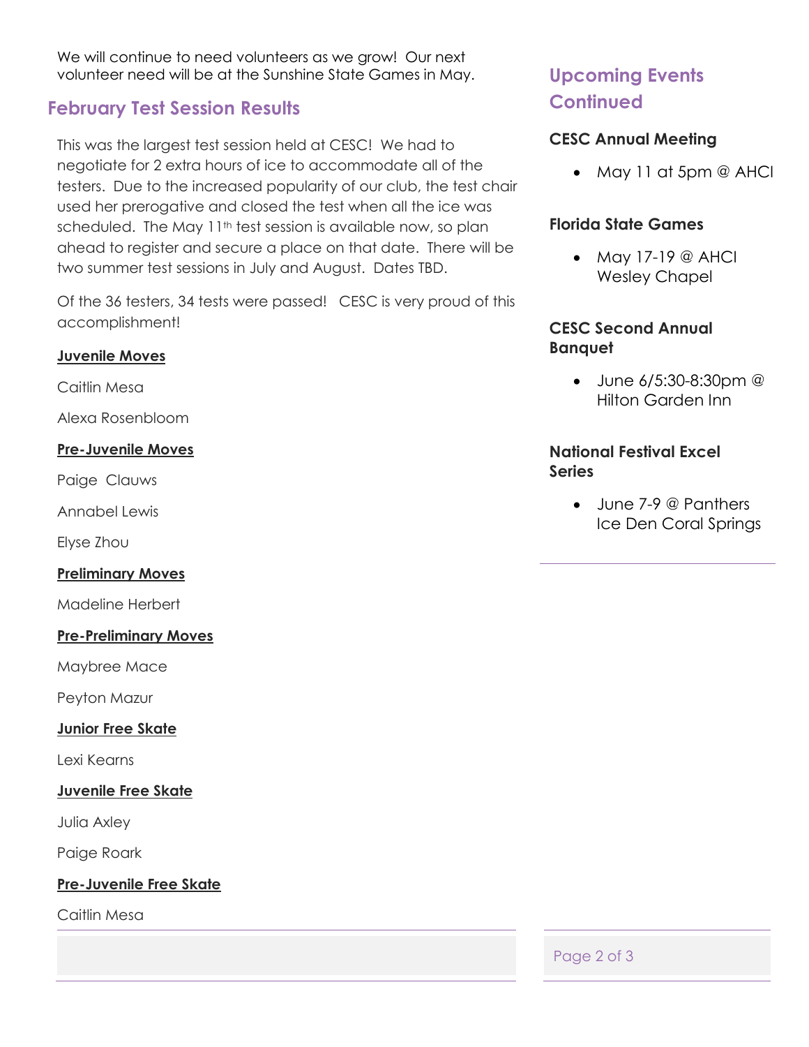We will continue to need volunteers as we grow! Our next volunteer need will be at the Sunshine State Games in May.

## February Test Session Results

This was the largest test session held at CESC! We had to negotiate for 2 extra hours of ice to accommodate all of the testers. Due to the increased popularity of our club, the test chair used her prerogative and closed the test when all the ice was scheduled. The May 11th test session is available now, so plan ahead to register and secure a place on that date. There will be two summer test sessions in July and August. Dates TBD.

Of the 36 testers, 34 tests were passed! CESC is very proud of this accomplishment!

**Juvenile Moves**

Caitlin Mesa

Alexa Rosenbloom

**Pre-Juvenile Moves**

Paige Clauws

Annabel Lewis

Elyse Zhou

**Preliminary Moves**

Madeline Herbert

**Pre-Preliminary Moves**

Maybree Mace

Peyton Mazur

**Junior Free Skate**

Lexi Kearns

**Juvenile Free Skate**

Julia Axley

Paige Roark

**Pre-Juvenile Free Skate**

Caitlin Mesa

## Upcoming Events Continued

### CESC Annual Meeting

- May 11 at 5pm @ AHCI

### Florida State Games

- May 17-19 @ AHCI Wesley Chapel

### CESC Second Annual Banquet

- June 6/5:30-8:30pm @ Hilton Garden Inn

### National Festival Excel Series

- June 7-9 @ Panthers Ice Den Coral Springs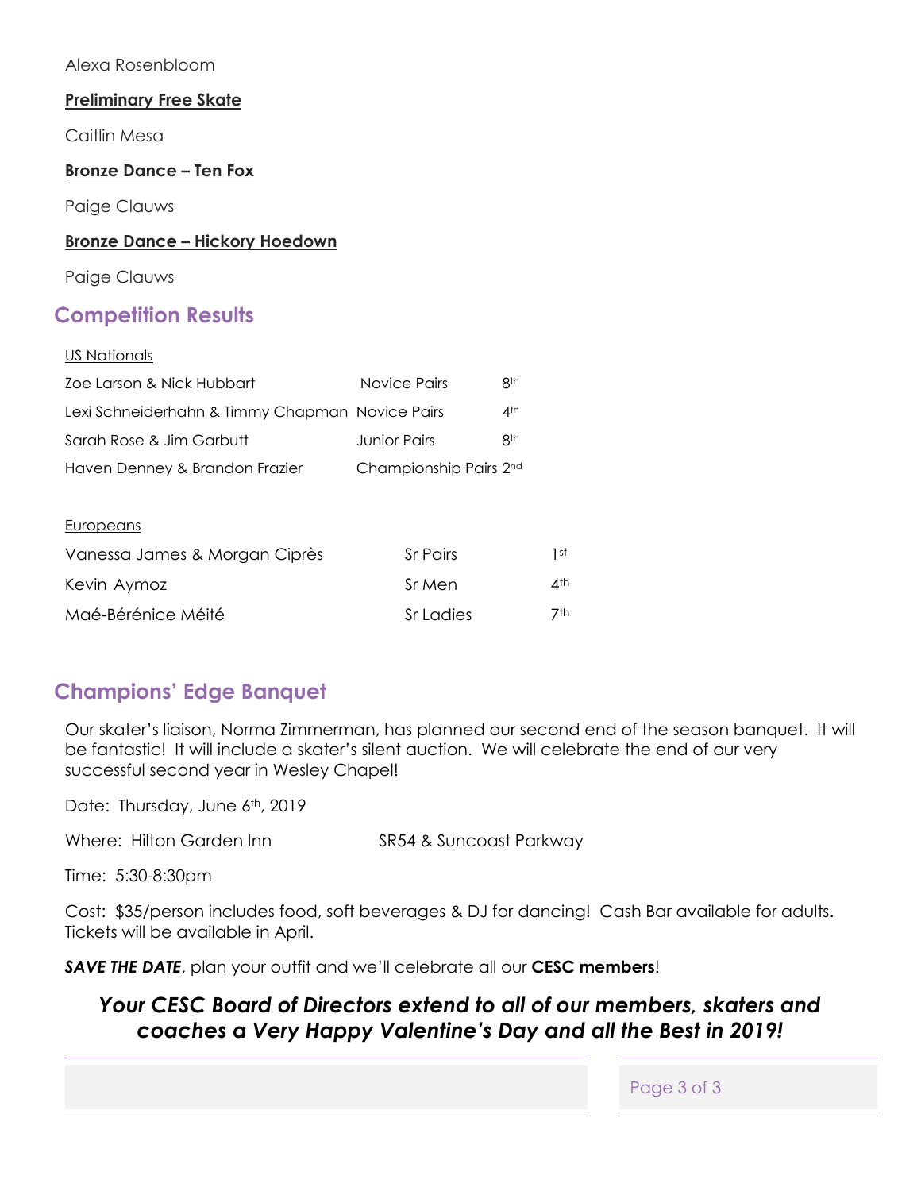Alexa Rosenbloom

**Preliminary Free Skate**

Caitlin Mesa

**Bronze Dance – Ten Fox**

Paige Clauws

**Bronze Dance – Hickory Hoedown**

Paige Clauws

## Competition Results

US Nationals

| | | |
|---|---|---|
| Zoe Larson & Nick Hubbart | Novice Pairs | 8th |
| Lexi Schneiderhahn & Timmy Chapman | Novice Pairs | 4th |
| Sarah Rose & Jim Garbutt | Junior Pairs | 8th |
| Haven Denney & Brandon Frazier | Championship Pairs | 2nd |

Europeans

| | | |
|---|---|---|
| Vanessa James & Morgan Ciprès | Sr Pairs | 1st |
| Kevin Aymoz | Sr Men | 4th |
| Maé-Bérénice Méité | Sr Ladies | 7th |

## Champions' Edge Banquet

Our skater's liaison, Norma Zimmerman, has planned our second end of the season banquet. It will be fantastic! It will include a skater's silent auction. We will celebrate the end of our very successful second year in Wesley Chapel!

Date: Thursday, June 6th, 2019

Where: Hilton Garden Inn SR54 & Suncoast Parkway

Time: 5:30-8:30pm

Cost: $35/person includes food, soft beverages & DJ for dancing! Cash Bar available for adults. Tickets will be available in April.

***SAVE THE DATE***, plan your outfit and we'll celebrate all our **CESC members**!

***Your CESC Board of Directors extend to all of our members, skaters and coaches a Very Happy Valentine's Day and all the Best in 2019!***